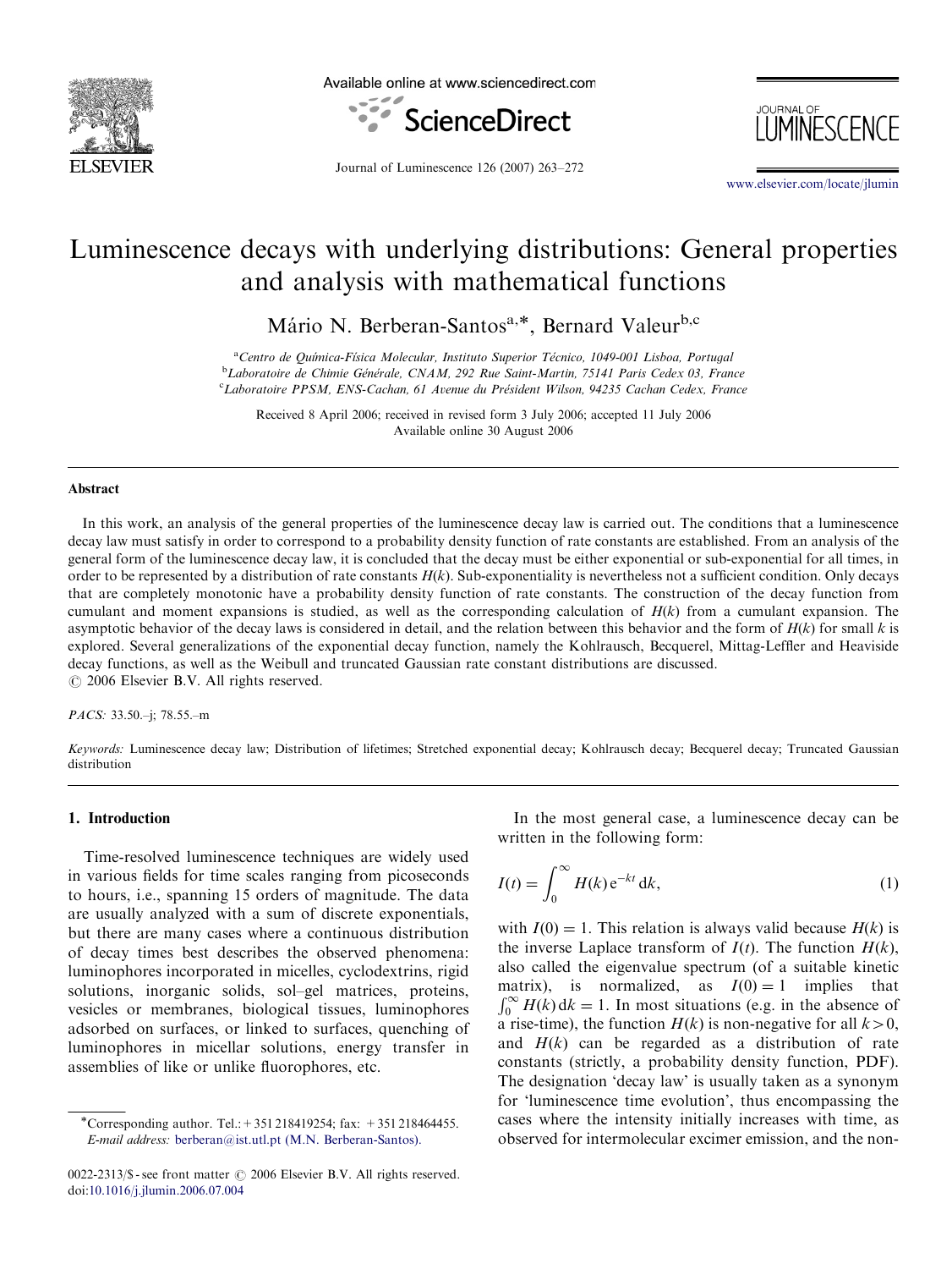# Luminescence decays with underlying distributions: General properties and analysis with mathematical functions

Mário N. Berberan-Santos[a,*], Bernard Valeur[b,c]

[a]Centro de Química-Física Molecular, Instituto Superior Técnico, 1049-001 Lisboa, Portugal
[b]Laboratoire de Chimie Générale, CNAM, 292 Rue Saint-Martin, 75141 Paris Cedex 03, France
[c]Laboratoire PPSM, ENS-Cachan, 61 Avenue du Président Wilson, 94235 Cachan Cedex, France

Received 8 April 2006; received in revised form 3 July 2006; accepted 11 July 2006
Available online 30 August 2006

## Abstract

In this work, an analysis of the general properties of the luminescence decay law is carried out. The conditions that a luminescence decay law must satisfy in order to correspond to a probability density function of rate constants are established. From an analysis of the general form of the luminescence decay law, it is concluded that the decay must be either exponential or sub-exponential for all times, in order to be represented by a distribution of rate constants $H(k)$. Sub-exponentiality is nevertheless not a sufficient condition. Only decays that are completely monotonic have a probability density function of rate constants. The construction of the decay function from cumulant and moment expansions is studied, as well as the corresponding calculation of $H(k)$ from a cumulant expansion. The asymptotic behavior of the decay laws is considered in detail, and the relation between this behavior and the form of $H(k)$ for small $k$ is explored. Several generalizations of the exponential decay function, namely the Kohlrausch, Becquerel, Mittag-Leffler and Heaviside decay functions, as well as the Weibull and truncated Gaussian rate constant distributions are discussed.
© 2006 Elsevier B.V. All rights reserved.

*PACS:* 33.50.–j; 78.55.–m

*Keywords:* Luminescence decay law; Distribution of lifetimes; Stretched exponential decay; Kohlrausch decay; Becquerel decay; Truncated Gaussian distribution

## 1. Introduction

Time-resolved luminescence techniques are widely used in various fields for time scales ranging from picoseconds to hours, i.e., spanning 15 orders of magnitude. The data are usually analyzed with a sum of discrete exponentials, but there are many cases where a continuous distribution of decay times best describes the observed phenomena: luminophores incorporated in micelles, cyclodextrins, rigid solutions, inorganic solids, sol–gel matrices, proteins, vesicles or membranes, biological tissues, luminophores adsorbed on surfaces, or linked to surfaces, quenching of luminophores in micellar solutions, energy transfer in assemblies of like or unlike fluorophores, etc.

In the most general case, a luminescence decay can be written in the following form:

$$I(t) = \int_0^\infty H(k)\,e^{-kt}\,dk, \tag{1}$$

with $I(0) = 1$. This relation is always valid because $H(k)$ is the inverse Laplace transform of $I(t)$. The function $H(k)$, also called the eigenvalue spectrum (of a suitable kinetic matrix), is normalized, as $I(0) = 1$ implies that $\int_0^\infty H(k)\,dk = 1$. In most situations (e.g. in the absence of a rise-time), the function $H(k)$ is non-negative for all $k > 0$, and $H(k)$ can be regarded as a distribution of rate constants (strictly, a probability density function, PDF). The designation 'decay law' is usually taken as a synonym for 'luminescence time evolution', thus encompassing the cases where the intensity initially increases with time, as observed for intermolecular excimer emission, and the non-

*Corresponding author. Tel.: +351 218419254; fax: +351 218464455.
*E-mail address:* berberan@ist.utl.pt (M.N. Berberan-Santos).

0022-2313/$ - see front matter © 2006 Elsevier B.V. All rights reserved.
doi:10.1016/j.jlumin.2006.07.004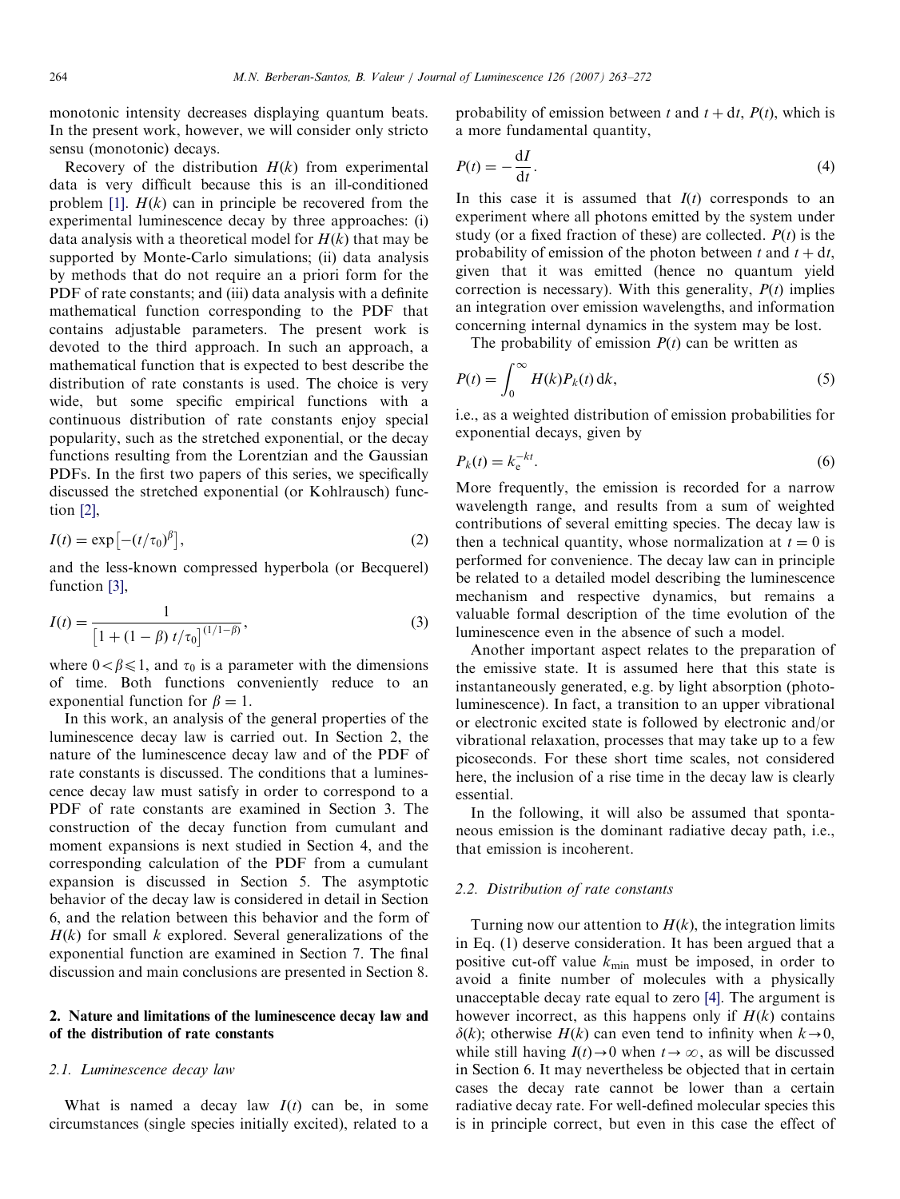monotonic intensity decreases displaying quantum beats. In the present work, however, we will consider only stricto sensu (monotonic) decays.

Recovery of the distribution $H(k)$ from experimental data is very difficult because this is an ill-conditioned problem [1]. $H(k)$ can in principle be recovered from the experimental luminescence decay by three approaches: (i) data analysis with a theoretical model for $H(k)$ that may be supported by Monte-Carlo simulations; (ii) data analysis by methods that do not require an a priori form for the PDF of rate constants; and (iii) data analysis with a definite mathematical function corresponding to the PDF that contains adjustable parameters. The present work is devoted to the third approach. In such an approach, a mathematical function that is expected to best describe the distribution of rate constants is used. The choice is very wide, but some specific empirical functions with a continuous distribution of rate constants enjoy special popularity, such as the stretched exponential, or the decay functions resulting from the Lorentzian and the Gaussian PDFs. In the first two papers of this series, we specifically discussed the stretched exponential (or Kohlrausch) function [2],

$$I(t) = \exp\left[-(t/\tau_0)^{\beta}\right], \tag{2}$$

and the less-known compressed hyperbola (or Becquerel) function [3],

$$I(t) = \frac{1}{\left[1 + (1-\beta)\, t/\tau_0\right]^{(1/1-\beta)}}, \tag{3}$$

where $0 < \beta \leqslant 1$, and $\tau_0$ is a parameter with the dimensions of time. Both functions conveniently reduce to an exponential function for $\beta = 1$.

In this work, an analysis of the general properties of the luminescence decay law is carried out. In Section 2, the nature of the luminescence decay law and of the PDF of rate constants is discussed. The conditions that a luminescence decay law must satisfy in order to correspond to a PDF of rate constants are examined in Section 3. The construction of the decay function from cumulant and moment expansions is next studied in Section 4, and the corresponding calculation of the PDF from a cumulant expansion is discussed in Section 5. The asymptotic behavior of the decay law is considered in detail in Section 6, and the relation between this behavior and the form of $H(k)$ for small $k$ explored. Several generalizations of the exponential function are examined in Section 7. The final discussion and main conclusions are presented in Section 8.

## 2. Nature and limitations of the luminescence decay law and of the distribution of rate constants

### 2.1. Luminescence decay law

What is named a decay law $I(t)$ can be, in some circumstances (single species initially excited), related to a probability of emission between $t$ and $t + \mathrm{d}t$, $P(t)$, which is a more fundamental quantity,

$$P(t) = -\frac{\mathrm{d}I}{\mathrm{d}t}. \tag{4}$$

In this case it is assumed that $I(t)$ corresponds to an experiment where all photons emitted by the system under study (or a fixed fraction of these) are collected. $P(t)$ is the probability of emission of the photon between $t$ and $t + \mathrm{d}t$, given that it was emitted (hence no quantum yield correction is necessary). With this generality, $P(t)$ implies an integration over emission wavelengths, and information concerning internal dynamics in the system may be lost.

The probability of emission $P(t)$ can be written as

$$P(t) = \int_0^{\infty} H(k) P_k(t)\, \mathrm{d}k, \tag{5}$$

i.e., as a weighted distribution of emission probabilities for exponential decays, given by

$$P_k(t) = k_{\mathrm{e}}^{-kt}. \tag{6}$$

More frequently, the emission is recorded for a narrow wavelength range, and results from a sum of weighted contributions of several emitting species. The decay law is then a technical quantity, whose normalization at $t = 0$ is performed for convenience. The decay law can in principle be related to a detailed model describing the luminescence mechanism and respective dynamics, but remains a valuable formal description of the time evolution of the luminescence even in the absence of such a model.

Another important aspect relates to the preparation of the emissive state. It is assumed here that this state is instantaneously generated, e.g. by light absorption (photoluminescence). In fact, a transition to an upper vibrational or electronic excited state is followed by electronic and/or vibrational relaxation, processes that may take up to a few picoseconds. For these short time scales, not considered here, the inclusion of a rise time in the decay law is clearly essential.

In the following, it will also be assumed that spontaneous emission is the dominant radiative decay path, i.e., that emission is incoherent.

### 2.2. Distribution of rate constants

Turning now our attention to $H(k)$, the integration limits in Eq. (1) deserve consideration. It has been argued that a positive cut-off value $k_{\min}$ must be imposed, in order to avoid a finite number of molecules with a physically unacceptable decay rate equal to zero [4]. The argument is however incorrect, as this happens only if $H(k)$ contains $\delta(k)$; otherwise $H(k)$ can even tend to infinity when $k \to 0$, while still having $I(t) \to 0$ when $t \to \infty$, as will be discussed in Section 6. It may nevertheless be objected that in certain cases the decay rate cannot be lower than a certain radiative decay rate. For well-defined molecular species this is in principle correct, but even in this case the effect of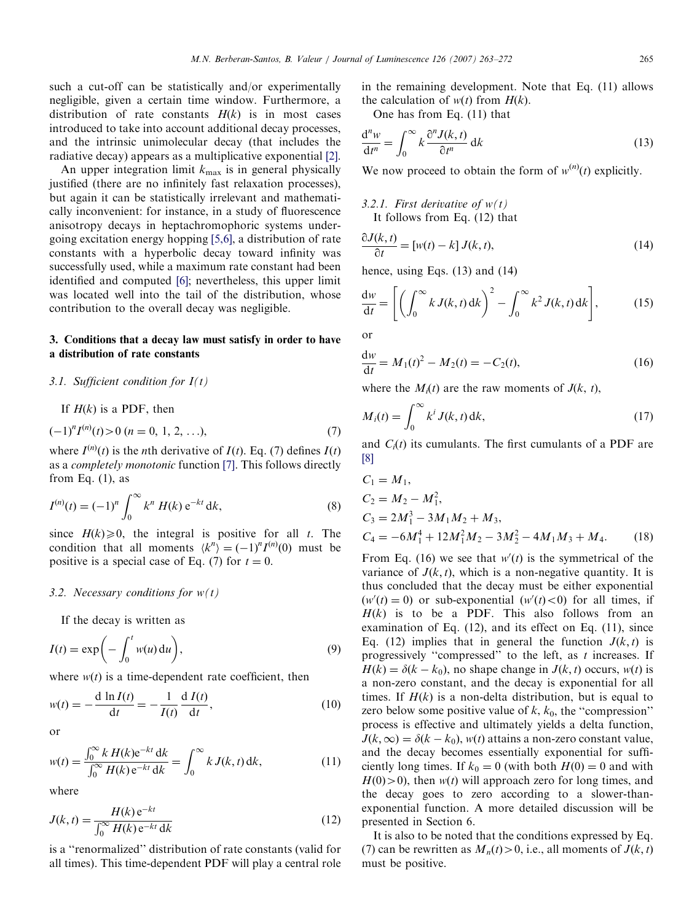such a cut-off can be statistically and/or experimentally negligible, given a certain time window. Furthermore, a distribution of rate constants $H(k)$ is in most cases introduced to take into account additional decay processes, and the intrinsic unimolecular decay (that includes the radiative decay) appears as a multiplicative exponential [2].

An upper integration limit $k_{\max}$ is in general physically justified (there are no infinitely fast relaxation processes), but again it can be statistically irrelevant and mathematically inconvenient: for instance, in a study of fluorescence anisotropy decays in heptachromophoric systems undergoing excitation energy hopping [5,6], a distribution of rate constants with a hyperbolic decay toward infinity was successfully used, while a maximum rate constant had been identified and computed [6]; nevertheless, this upper limit was located well into the tail of the distribution, whose contribution to the overall decay was negligible.

## 3. Conditions that a decay law must satisfy in order to have a distribution of rate constants

### 3.1. Sufficient condition for $I(t)$

If $H(k)$ is a PDF, then

$$(-1)^n I^{(n)}(t) > 0 \ (n = 0, 1, 2, \ldots), \tag{7}$$

where $I^{(n)}(t)$ is the $n$th derivative of $I(t)$. Eq. (7) defines $I(t)$ as a *completely monotonic* function [7]. This follows directly from Eq. (1), as

$$I^{(n)}(t) = (-1)^n \int_0^\infty k^n \, H(k) \, \mathrm{e}^{-kt} \, \mathrm{d}k, \tag{8}$$

since $H(k) \geqslant 0$, the integral is positive for all $t$. The condition that all moments $\langle k^n \rangle = (-1)^n I^{(n)}(0)$ must be positive is a special case of Eq. (7) for $t = 0$.

### 3.2. Necessary conditions for $w(t)$

If the decay is written as

$$I(t) = \exp\left(-\int_0^t w(u) \, \mathrm{d}u\right), \tag{9}$$

where $w(t)$ is a time-dependent rate coefficient, then

$$w(t) = -\frac{\mathrm{d} \ln I(t)}{\mathrm{d}t} = -\frac{1}{I(t)} \frac{\mathrm{d} \, I(t)}{\mathrm{d}t}, \tag{10}$$

or

$$w(t) = \frac{\int_0^\infty k \, H(k) \mathrm{e}^{-kt} \, \mathrm{d}k}{\int_0^\infty H(k) \, \mathrm{e}^{-kt} \, \mathrm{d}k} = \int_0^\infty k \, J(k, t) \, \mathrm{d}k, \tag{11}$$

where

$$J(k, t) = \frac{H(k) \, \mathrm{e}^{-kt}}{\int_0^\infty H(k) \, \mathrm{e}^{-kt} \, \mathrm{d}k} \tag{12}$$

is a "renormalized" distribution of rate constants (valid for all times). This time-dependent PDF will play a central role in the remaining development. Note that Eq. (11) allows the calculation of $w(t)$ from $H(k)$.

One has from Eq. (11) that

$$\frac{\mathrm{d}^n w}{\mathrm{d}t^n} = \int_0^\infty k \frac{\partial^n J(k, t)}{\partial t^n} \, \mathrm{d}k \tag{13}$$

We now proceed to obtain the form of $w^{(n)}(t)$ explicitly.

#### 3.2.1. First derivative of $w(t)$

It follows from Eq. (12) that

$$\frac{\partial J(k, t)}{\partial t} = [w(t) - k] \, J(k, t), \tag{14}$$

hence, using Eqs. (13) and (14)

$$\frac{\mathrm{d}w}{\mathrm{d}t} = \left[\left(\int_0^\infty k \, J(k, t) \, \mathrm{d}k\right)^2 - \int_0^\infty k^2 \, J(k, t) \, \mathrm{d}k\right], \tag{15}$$

or

$$\frac{\mathrm{d}w}{\mathrm{d}t} = M_1(t)^2 - M_2(t) = -C_2(t), \tag{16}$$

where the $M_i(t)$ are the raw moments of $J(k, t)$,

$$M_i(t) = \int_0^\infty k^i \, J(k, t) \, \mathrm{d}k, \tag{17}$$

and $C_i(t)$ its cumulants. The first cumulants of a PDF are [8]

$$\begin{aligned}
C_1 &= M_1, \\
C_2 &= M_2 - M_1^2, \\
C_3 &= 2M_1^3 - 3M_1 M_2 + M_3, \\
C_4 &= -6M_1^4 + 12M_1^2 M_2 - 3M_2^2 - 4M_1 M_3 + M_4.
\end{aligned} \tag{18}$$

From Eq. (16) we see that $w'(t)$ is the symmetrical of the variance of $J(k, t)$, which is a non-negative quantity. It is thus concluded that the decay must be either exponential ($w'(t) = 0$) or sub-exponential ($w'(t) < 0$) for all times, if $H(k)$ is to be a PDF. This also follows from an examination of Eq. (12), and its effect on Eq. (11), since Eq. (12) implies that in general the function $J(k, t)$ is progressively "compressed" to the left, as $t$ increases. If $H(k) = \delta(k - k_0)$, no shape change in $J(k, t)$ occurs, $w(t)$ is a non-zero constant, and the decay is exponential for all times. If $H(k)$ is a non-delta distribution, but is equal to zero below some positive value of $k$, $k_0$, the "compression" process is effective and ultimately yields a delta function, $J(k, \infty) = \delta(k - k_0)$, $w(t)$ attains a non-zero constant value, and the decay becomes essentially exponential for sufficiently long times. If $k_0 = 0$ (with both $H(0) = 0$ and with $H(0) > 0$), then $w(t)$ will approach zero for long times, and the decay goes to zero according to a slower-than-exponential function. A more detailed discussion will be presented in Section 6.

It is also to be noted that the conditions expressed by Eq. (7) can be rewritten as $M_n(t) > 0$, i.e., all moments of $J(k, t)$ must be positive.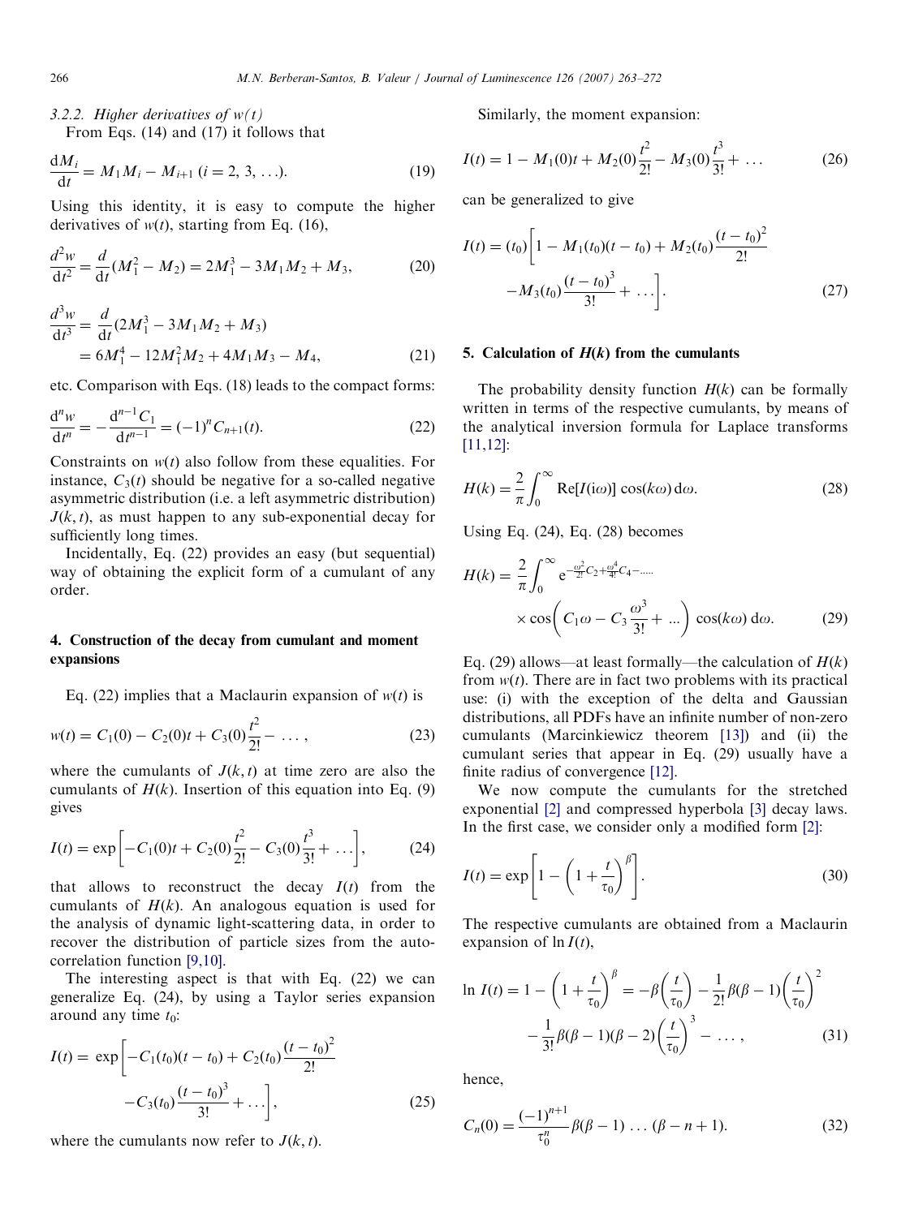#### 3.2.2. Higher derivatives of $w(t)$

From Eqs. (14) and (17) it follows that

$$\frac{dM_i}{dt} = M_1 M_i - M_{i+1} \ (i = 2, 3, \ldots). \tag{19}$$

Using this identity, it is easy to compute the higher derivatives of $w(t)$, starting from Eq. (16),

$$\frac{d^2 w}{dt^2} = \frac{d}{dt}(M_1^2 - M_2) = 2M_1^3 - 3M_1 M_2 + M_3, \tag{20}$$

$$\frac{d^3 w}{dt^3} = \frac{d}{dt}(2M_1^3 - 3M_1 M_2 + M_3) = 6M_1^4 - 12M_1^2 M_2 + 4M_1 M_3 - M_4, \tag{21}$$

etc. Comparison with Eqs. (18) leads to the compact forms:

$$\frac{d^n w}{dt^n} = -\frac{d^{n-1} C_1}{dt^{n-1}} = (-1)^n C_{n+1}(t). \tag{22}$$

Constraints on $w(t)$ also follow from these equalities. For instance, $C_3(t)$ should be negative for a so-called negative asymmetric distribution (i.e. a left asymmetric distribution) $J(k, t)$, as must happen to any sub-exponential decay for sufficiently long times.

Incidentally, Eq. (22) provides an easy (but sequential) way of obtaining the explicit form of a cumulant of any order.

## 4. Construction of the decay from cumulant and moment expansions

Eq. (22) implies that a Maclaurin expansion of $w(t)$ is

$$w(t) = C_1(0) - C_2(0)t + C_3(0)\frac{t^2}{2!} - \ \ldots, \tag{23}$$

where the cumulants of $J(k, t)$ at time zero are also the cumulants of $H(k)$. Insertion of this equation into Eq. (9) gives

$$I(t) = \exp\left[-C_1(0)t + C_2(0)\frac{t^2}{2!} - C_3(0)\frac{t^3}{3!} + \ldots\right], \tag{24}$$

that allows to reconstruct the decay $I(t)$ from the cumulants of $H(k)$. An analogous equation is used for the analysis of dynamic light-scattering data, in order to recover the distribution of particle sizes from the autocorrelation function [9,10].

The interesting aspect is that with Eq. (22) we can generalize Eq. (24), by using a Taylor series expansion around any time $t_0$:

$$I(t) = \exp\left[-C_1(t_0)(t - t_0) + C_2(t_0)\frac{(t - t_0)^2}{2!} - C_3(t_0)\frac{(t - t_0)^3}{3!} + \ldots\right], \tag{25}$$

where the cumulants now refer to $J(k, t)$.

Similarly, the moment expansion:

$$I(t) = 1 - M_1(0)t + M_2(0)\frac{t^2}{2!} - M_3(0)\frac{t^3}{3!} + \ \ldots \tag{26}$$

can be generalized to give

$$I(t) = (t_0)\left[1 - M_1(t_0)(t - t_0) + M_2(t_0)\frac{(t - t_0)^2}{2!} - M_3(t_0)\frac{(t - t_0)^3}{3!} + \ \ldots\right]. \tag{27}$$

## 5. Calculation of $H(k)$ from the cumulants

The probability density function $H(k)$ can be formally written in terms of the respective cumulants, by means of the analytical inversion formula for Laplace transforms [11,12]:

$$H(k) = \frac{2}{\pi}\int_0^\infty \mathrm{Re}[I(\mathrm{i}\omega)]\cos(k\omega)\,d\omega. \tag{28}$$

Using Eq. (24), Eq. (28) becomes

$$H(k) = \frac{2}{\pi}\int_0^\infty \mathrm{e}^{-\frac{\omega^2}{2!}C_2 + \frac{\omega^4}{4!}C_4 - \ldots} \times \cos\left(C_1\omega - C_3\frac{\omega^3}{3!} + \ \ldots\right)\cos(k\omega)\,d\omega. \tag{29}$$

Eq. (29) allows—at least formally—the calculation of $H(k)$ from $w(t)$. There are in fact two problems with its practical use: (i) with the exception of the delta and Gaussian distributions, all PDFs have an infinite number of non-zero cumulants (Marcinkiewicz theorem [13]) and (ii) the cumulant series that appear in Eq. (29) usually have a finite radius of convergence [12].

We now compute the cumulants for the stretched exponential [2] and compressed hyperbola [3] decay laws. In the first case, we consider only a modified form [2]:

$$I(t) = \exp\left[1 - \left(1 + \frac{t}{\tau_0}\right)^\beta\right]. \tag{30}$$

The respective cumulants are obtained from a Maclaurin expansion of $\ln I(t)$,

$$\ln I(t) = 1 - \left(1 + \frac{t}{\tau_0}\right)^\beta = -\beta\left(\frac{t}{\tau_0}\right) - \frac{1}{2!}\beta(\beta - 1)\left(\frac{t}{\tau_0}\right)^2 - \frac{1}{3!}\beta(\beta - 1)(\beta - 2)\left(\frac{t}{\tau_0}\right)^3 - \ \ldots, \tag{31}$$

hence,

$$C_n(0) = \frac{(-1)^{n+1}}{\tau_0^n}\beta(\beta - 1)\ldots(\beta - n + 1). \tag{32}$$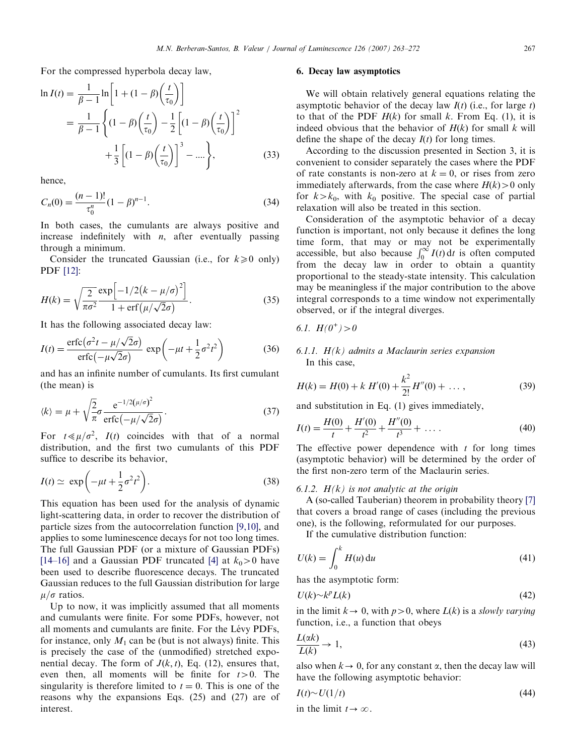For the compressed hyperbola decay law,

$$\ln I(t) = \frac{1}{\beta - 1} \ln\left[1 + (1-\beta)\left(\frac{t}{\tau_0}\right)\right] = \frac{1}{\beta - 1}\left\{(1-\beta)\left(\frac{t}{\tau_0}\right) - \frac{1}{2}\left[(1-\beta)\left(\frac{t}{\tau_0}\right)\right]^2 + \frac{1}{3}\left[(1-\beta)\left(\frac{t}{\tau_0}\right)\right]^3 - \ldots\right\}, \tag{33}$$

hence,

$$C_n(0) = \frac{(n-1)!}{\tau_0^n}(1-\beta)^{n-1}. \tag{34}$$

In both cases, the cumulants are always positive and increase indefinitely with $n$, after eventually passing through a minimum.

Consider the truncated Gaussian (i.e., for $k \geqslant 0$ only) PDF [12]:

$$H(k) = \sqrt{\frac{2}{\pi\sigma^2}} \frac{\exp\left[-1/2\left(k - \mu/\sigma\right)^2\right]}{1 + \mathrm{erf}\left(\mu/\sqrt{2}\sigma\right)}. \tag{35}$$

It has the following associated decay law:

$$I(t) = \frac{\mathrm{erfc}\left(\sigma^2 t - \mu/\sqrt{2}\sigma\right)}{\mathrm{erfc}\left(-\mu\sqrt{2}\sigma\right)} \exp\left(-\mu t + \frac{1}{2}\sigma^2 t^2\right) \tag{36}$$

and has an infinite number of cumulants. Its first cumulant (the mean) is

$$\langle k \rangle = \mu + \sqrt{\frac{2}{\pi}}\sigma \frac{\mathrm{e}^{-1/2(\mu/\sigma)^2}}{\mathrm{erfc}\left(-\mu/\sqrt{2}\sigma\right)}. \tag{37}$$

For $t \ll \mu/\sigma^2$, $I(t)$ coincides with that of a normal distribution, and the first two cumulants of this PDF suffice to describe its behavior,

$$I(t) \simeq \exp\left(-\mu t + \frac{1}{2}\sigma^2 t^2\right). \tag{38}$$

This equation has been used for the analysis of dynamic light-scattering data, in order to recover the distribution of particle sizes from the autocorrelation function [9,10], and applies to some luminescence decays for not too long times. The full Gaussian PDF (or a mixture of Gaussian PDFs) [14–16] and a Gaussian PDF truncated [4] at $k_0 > 0$ have been used to describe fluorescence decays. The truncated Gaussian reduces to the full Gaussian distribution for large $\mu/\sigma$ ratios.

Up to now, it was implicitly assumed that all moments and cumulants were finite. For some PDFs, however, not all moments and cumulants are finite. For the Lévy PDFs, for instance, only $M_1$ can be (but is not always) finite. This is precisely the case of the (unmodified) stretched exponential decay. The form of $J(k, t)$, Eq. (12), ensures that, even then, all moments will be finite for $t > 0$. The singularity is therefore limited to $t = 0$. This is one of the reasons why the expansions Eqs. (25) and (27) are of interest.

## 6. Decay law asymptotics

We will obtain relatively general equations relating the asymptotic behavior of the decay law $I(t)$ (i.e., for large $t$) to that of the PDF $H(k)$ for small $k$. From Eq. (1), it is indeed obvious that the behavior of $H(k)$ for small $k$ will define the shape of the decay $I(t)$ for long times.

According to the discussion presented in Section 3, it is convenient to consider separately the cases where the PDF of rate constants is non-zero at $k = 0$, or rises from zero immediately afterwards, from the case where $H(k) > 0$ only for $k > k_0$, with $k_0$ positive. The special case of partial relaxation will also be treated in this section.

Consideration of the asymptotic behavior of a decay function is important, not only because it defines the long time form, that may or may not be experimentally accessible, but also because $\int_0^\infty I(t)\,\mathrm{d}t$ is often computed from the decay law in order to obtain a quantity proportional to the steady-state intensity. This calculation may be meaningless if the major contribution to the above integral corresponds to a time window not experimentally observed, or if the integral diverges.

### 6.1. $H(0^+) > 0$

#### 6.1.1. $H(k)$ admits a Maclaurin series expansion

In this case,

$$H(k) = H(0) + k\,H'(0) + \frac{k^2}{2!}H''(0) + \ldots, \tag{39}$$

and substitution in Eq. (1) gives immediately,

$$I(t) = \frac{H(0)}{t} + \frac{H'(0)}{t^2} + \frac{H''(0)}{t^3} + \ldots. \tag{40}$$

The effective power dependence with $t$ for long times (asymptotic behavior) will be determined by the order of the first non-zero term of the Maclaurin series.

#### 6.1.2. $H(k)$ is not analytic at the origin

A (so-called Tauberian) theorem in probability theory [7] that covers a broad range of cases (including the previous one), is the following, reformulated for our purposes.

If the cumulative distribution function:

$$U(k) = \int_0^k H(u)\,\mathrm{d}u \tag{41}$$

has the asymptotic form:

$$U(k) \sim k^p L(k) \tag{42}$$

in the limit $k \to 0$, with $p > 0$, where $L(k)$ is a *slowly varying* function, i.e., a function that obeys

$$\frac{L(\alpha k)}{L(k)} \to 1, \tag{43}$$

also when $k \to 0$, for any constant $\alpha$, then the decay law will have the following asymptotic behavior:

$$I(t) \sim U(1/t) \tag{44}$$

in the limit $t \to \infty$.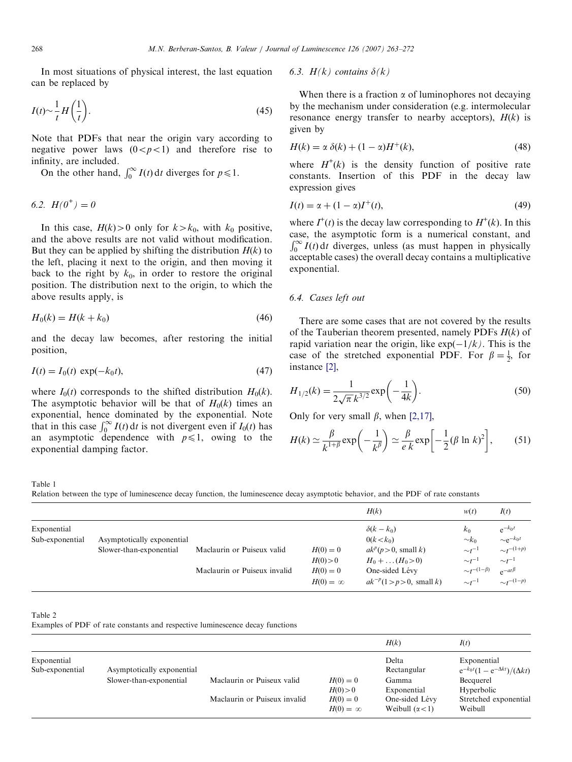In most situations of physical interest, the last equation can be replaced by

$$I(t) \sim \frac{1}{t} H\left(\frac{1}{t}\right). \tag{45}$$

Note that PDFs that near the origin vary according to negative power laws ($0<p<1$) and therefore rise to infinity, are included.

On the other hand, $\int_0^\infty I(t)\,dt$ diverges for $p \leqslant 1$.

### 6.2. $H(0^+) = 0$

In this case, $H(k)>0$ only for $k>k_0$, with $k_0$ positive, and the above results are not valid without modification. But they can be applied by shifting the distribution $H(k)$ to the left, placing it next to the origin, and then moving it back to the right by $k_0$, in order to restore the original position. The distribution next to the origin, to which the above results apply, is

$$H_0(k) = H(k + k_0) \tag{46}$$

and the decay law becomes, after restoring the initial position,

$$I(t) = I_0(t)\ \exp(-k_0 t), \tag{47}$$

where $I_0(t)$ corresponds to the shifted distribution $H_0(k)$. The asymptotic behavior will be that of $H_0(k)$ times an exponential, hence dominated by the exponential. Note that in this case $\int_0^\infty I(t)\,dt$ is not divergent even if $I_0(t)$ has an asymptotic dependence with $p \leqslant 1$, owing to the exponential damping factor.

### 6.3. $H(k)$ contains $\delta(k)$

When there is a fraction $\alpha$ of luminophores not decaying by the mechanism under consideration (e.g. intermolecular resonance energy transfer to nearby acceptors), $H(k)$ is given by

$$H(k) = \alpha\,\delta(k) + (1-\alpha)H^+(k), \tag{48}$$

where $H^+(k)$ is the density function of positive rate constants. Insertion of this PDF in the decay law expression gives

$$I(t) = \alpha + (1-\alpha)I^+(t), \tag{49}$$

where $I^+(t)$ is the decay law corresponding to $H^+(k)$. In this case, the asymptotic form is a numerical constant, and $\int_0^\infty I(t)\,dt$ diverges, unless (as must happen in physically acceptable cases) the overall decay contains a multiplicative exponential.

### 6.4. Cases left out

There are some cases that are not covered by the results of the Tauberian theorem presented, namely PDFs $H(k)$ of rapid variation near the origin, like $\exp(-1/k)$. This is the case of the stretched exponential PDF. For $\beta = \frac{1}{2}$, for instance [2],

$$H_{1/2}(k) = \frac{1}{2\sqrt{\pi}\,k^{3/2}} \exp\left(-\frac{1}{4k}\right). \tag{50}$$

Only for very small $\beta$, when [2,17],

$$H(k) \simeq \frac{\beta}{k^{1+\beta}} \exp\left(-\frac{1}{k^\beta}\right) \simeq \frac{\beta}{e\,k} \exp\left[-\frac{1}{2}(\beta \ln k)^2\right], \tag{51}$$

Table 1
Relation between the type of luminescence decay function, the luminescence decay asymptotic behavior, and the PDF of rate constants

| | | | | $H(k)$ | $w(t)$ | $I(t)$ |
|---|---|---|---|---|---|---|
| Exponential | | | | $\delta(k-k_0)$ | $k_0$ | $e^{-k_0 t}$ |
| Sub-exponential | Asymptotically exponential | | | $0 (k<k_0)$ | $\sim k_0$ | $\sim e^{-k_0 t}$ |
| | Slower-than-exponential | Maclaurin or Puiseux valid | $H(0)=0$ | $ak^p (p>0$, small $k)$ | $\sim t^{-1}$ | $\sim t^{-(1+p)}$ |
| | | | $H(0)>0$ | $H_0+\ldots (H_0>0)$ | $\sim t^{-1}$ | $\sim t^{-1}$ |
| | | Maclaurin or Puiseux invalid | $H(0)=0$ | One-sided Lévy | $\sim t^{-(1-\beta)}$ | $e^{-at^\beta}$ |
| | | | $H(0)=\infty$ | $ak^{-p} (1>p>0$, small $k)$ | $\sim t^{-1}$ | $\sim t^{-(1-p)}$ |

Table 2
Examples of PDF of rate constants and respective luminescence decay functions

| | | | | $H(k)$ | $I(t)$ |
|---|---|---|---|---|---|
| Exponential | | | | Delta | Exponential |
| Sub-exponential | Asymptotically exponential | | | Rectangular | $e^{-k_0 t}(1-e^{-\Delta k t})/(\Delta k t)$ |
| | Slower-than-exponential | Maclaurin or Puiseux valid | $H(0)=0$ | Gamma | Becquerel |
| | | | $H(0)>0$ | Exponential | Hyperbolic |
| | | Maclaurin or Puiseux invalid | $H(0)=0$ | One-sided Lévy | Stretched exponential |
| | | | $H(0)=\infty$ | Weibull ($\alpha<1$) | Weibull |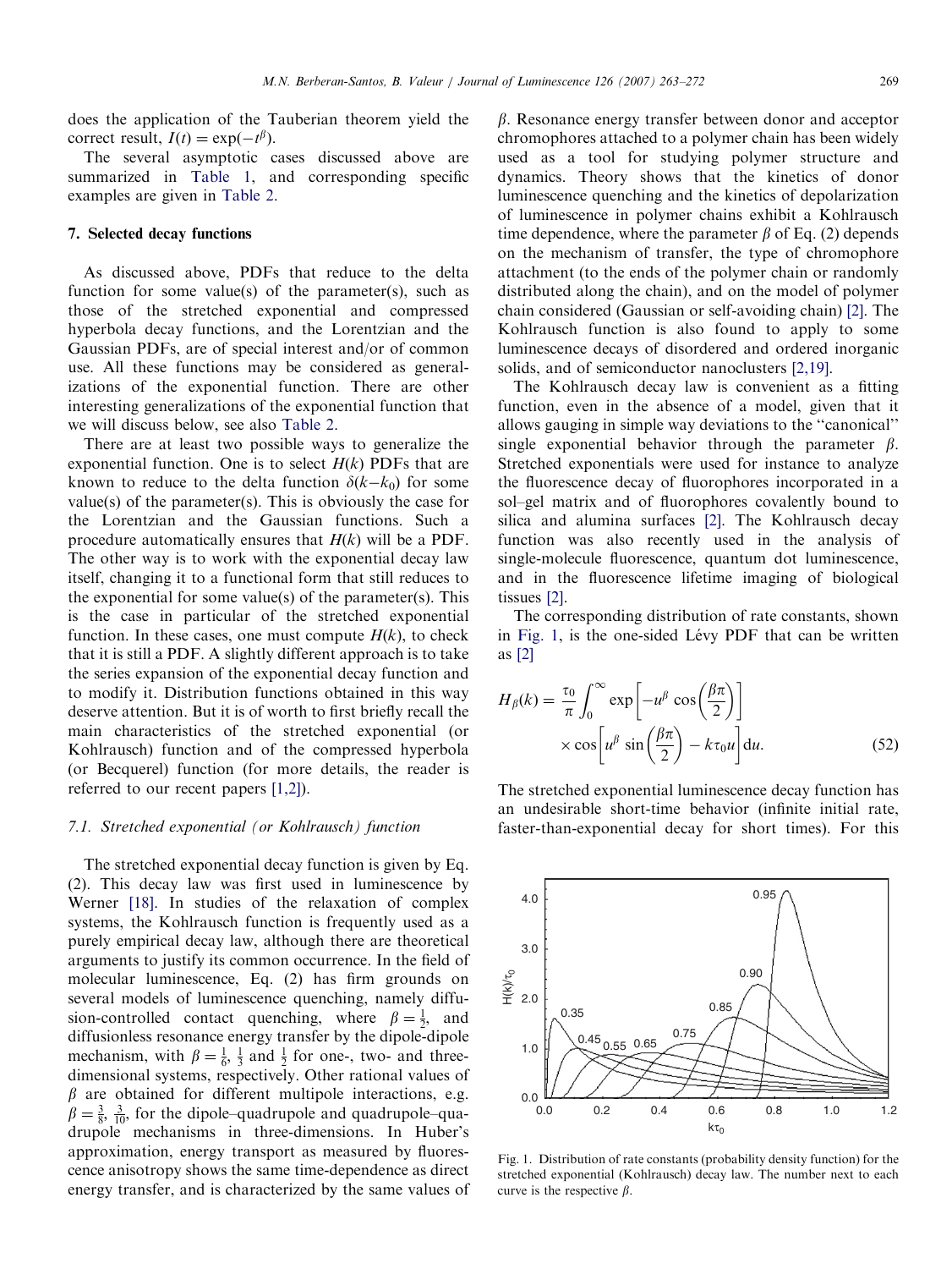does the application of the Tauberian theorem yield the correct result, $I(t) = \exp(-t^{\beta})$.

The several asymptotic cases discussed above are summarized in Table 1, and corresponding specific examples are given in Table 2.

## 7. Selected decay functions

As discussed above, PDFs that reduce to the delta function for some value(s) of the parameter(s), such as those of the stretched exponential and compressed hyperbola decay functions, and the Lorentzian and the Gaussian PDFs, are of special interest and/or of common use. All these functions may be considered as generalizations of the exponential function. There are other interesting generalizations of the exponential function that we will discuss below, see also Table 2.

There are at least two possible ways to generalize the exponential function. One is to select $H(k)$ PDFs that are known to reduce to the delta function $\delta(k-k_0)$ for some value(s) of the parameter(s). This is obviously the case for the Lorentzian and the Gaussian functions. Such a procedure automatically ensures that $H(k)$ will be a PDF. The other way is to work with the exponential decay law itself, changing it to a functional form that still reduces to the exponential for some value(s) of the parameter(s). This is the case in particular of the stretched exponential function. In these cases, one must compute $H(k)$, to check that it is still a PDF. A slightly different approach is to take the series expansion of the exponential decay function and to modify it. Distribution functions obtained in this way deserve attention. But it is of worth to first briefly recall the main characteristics of the stretched exponential (or Kohlrausch) function and of the compressed hyperbola (or Becquerel) function (for more details, the reader is referred to our recent papers [1,2]).

### 7.1. Stretched exponential (or Kohlrausch) function

The stretched exponential decay function is given by Eq. (2). This decay law was first used in luminescence by Werner [18]. In studies of the relaxation of complex systems, the Kohlrausch function is frequently used as a purely empirical decay law, although there are theoretical arguments to justify its common occurrence. In the field of molecular luminescence, Eq. (2) has firm grounds on several models of luminescence quenching, namely diffusion-controlled contact quenching, where $\beta = \frac{1}{2}$, and diffusionless resonance energy transfer by the dipole-dipole mechanism, with $\beta = \frac{1}{6}$, $\frac{1}{3}$ and $\frac{1}{2}$ for one-, two- and three-dimensional systems, respectively. Other rational values of $\beta$ are obtained for different multipole interactions, e.g. $\beta = \frac{3}{8}$, $\frac{3}{10}$, for the dipole–quadrupole and quadrupole–quadrupole mechanisms in three-dimensions. In Huber's approximation, energy transport as measured by fluorescence anisotropy shows the same time-dependence as direct energy transfer, and is characterized by the same values of $\beta$. Resonance energy transfer between donor and acceptor chromophores attached to a polymer chain has been widely used as a tool for studying polymer structure and dynamics. Theory shows that the kinetics of donor luminescence quenching and the kinetics of depolarization of luminescence in polymer chains exhibit a Kohlrausch time dependence, where the parameter $\beta$ of Eq. (2) depends on the mechanism of transfer, the type of chromophore attachment (to the ends of the polymer chain or randomly distributed along the chain), and on the model of polymer chain considered (Gaussian or self-avoiding chain) [2]. The Kohlrausch function is also found to apply to some luminescence decays of disordered and ordered inorganic solids, and of semiconductor nanoclusters [2,19].

The Kohlrausch decay law is convenient as a fitting function, even in the absence of a model, given that it allows gauging in simple way deviations to the "canonical" single exponential behavior through the parameter $\beta$. Stretched exponentials were used for instance to analyze the fluorescence decay of fluorophores incorporated in a sol–gel matrix and of fluorophores covalently bound to silica and alumina surfaces [2]. The Kohlrausch decay function was also recently used in the analysis of single-molecule fluorescence, quantum dot luminescence, and in the fluorescence lifetime imaging of biological tissues [2].

The corresponding distribution of rate constants, shown in Fig. 1, is the one-sided Lévy PDF that can be written as [2]

$$H_{\beta}(k) = \frac{\tau_0}{\pi}\int_0^{\infty} \exp\left[-u^{\beta}\cos\left(\frac{\beta\pi}{2}\right)\right] \times \cos\left[u^{\beta}\sin\left(\frac{\beta\pi}{2}\right) - k\tau_0 u\right] \mathrm{d}u. \qquad (52)$$

The stretched exponential luminescence decay function has an undesirable short-time behavior (infinite initial rate, faster-than-exponential decay for short times). For this

Fig. 1. Distribution of rate constants (probability density function) for the stretched exponential (Kohlrausch) decay law. The number next to each curve is the respective $\beta$.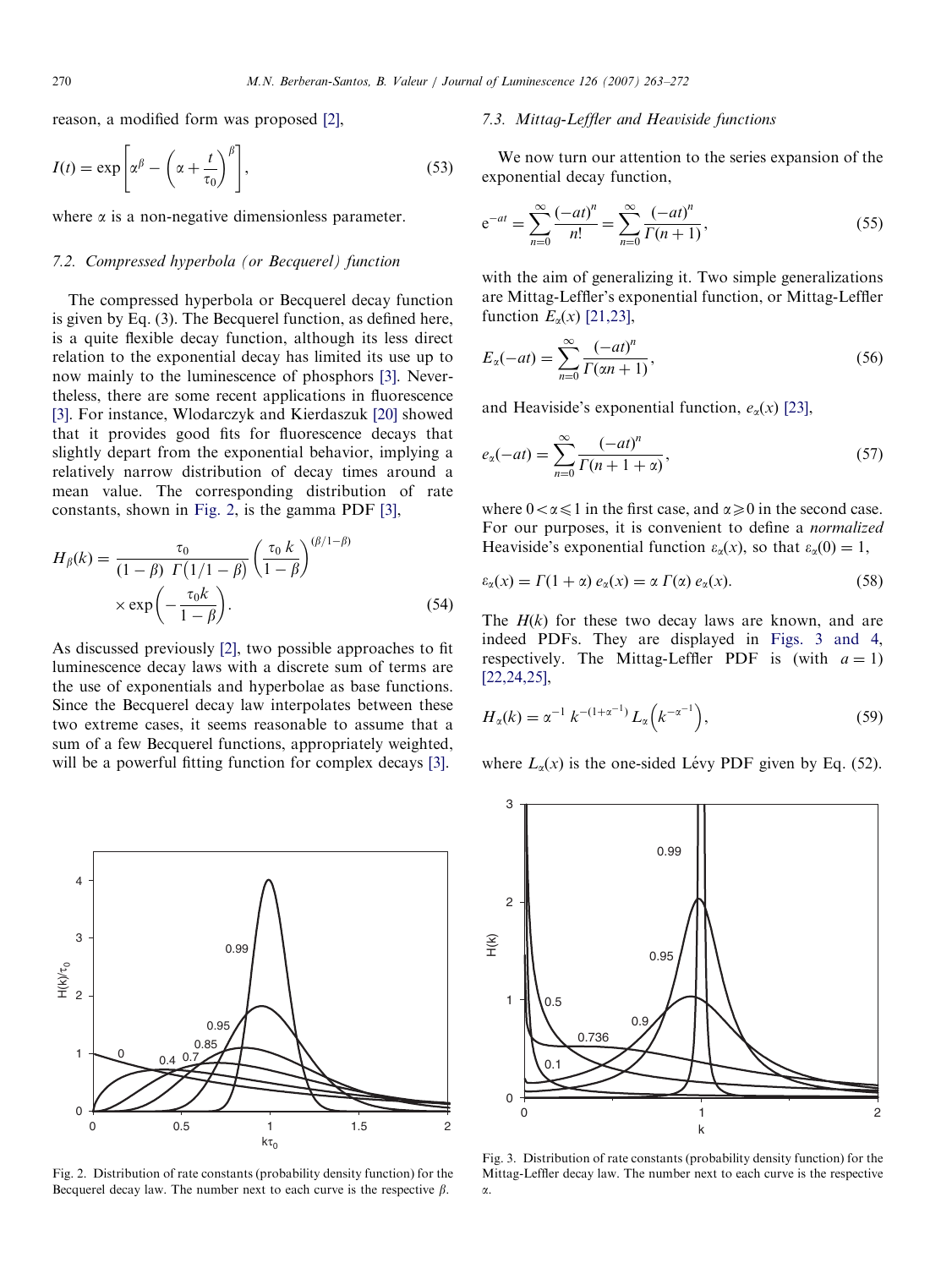reason, a modified form was proposed [2],

$$I(t) = \exp\left[\alpha^{\beta} - \left(\alpha + \frac{t}{\tau_0}\right)^{\beta}\right], \tag{53}$$

where $\alpha$ is a non-negative dimensionless parameter.

### 7.2. Compressed hyperbola (or Becquerel) function

The compressed hyperbola or Becquerel decay function is given by Eq. (3). The Becquerel function, as defined here, is a quite flexible decay function, although its less direct relation to the exponential decay has limited its use up to now mainly to the luminescence of phosphors [3]. Nevertheless, there are some recent applications in fluorescence [3]. For instance, Wlodarczyk and Kierdaszuk [20] showed that it provides good fits for fluorescence decays that slightly depart from the exponential behavior, implying a relatively narrow distribution of decay times around a mean value. The corresponding distribution of rate constants, shown in Fig. 2, is the gamma PDF [3],

$$H_{\beta}(k) = \frac{\tau_0}{(1-\beta)\ \Gamma\left(1/1-\beta\right)} \left(\frac{\tau_0\, k}{1-\beta}\right)^{(\beta/1-\beta)} \times \exp\left(-\frac{\tau_0 k}{1-\beta}\right). \tag{54}$$

As discussed previously [2], two possible approaches to fit luminescence decay laws with a discrete sum of terms are the use of exponentials and hyperbolae as base functions. Since the Becquerel decay law interpolates between these two extreme cases, it seems reasonable to assume that a sum of a few Becquerel functions, appropriately weighted, will be a powerful fitting function for complex decays [3].

Fig. 2. Distribution of rate constants (probability density function) for the Becquerel decay law. The number next to each curve is the respective $\beta$.

### 7.3. Mittag-Leffler and Heaviside functions

We now turn our attention to the series expansion of the exponential decay function,

$$e^{-at} = \sum_{n=0}^{\infty} \frac{(-at)^n}{n!} = \sum_{n=0}^{\infty} \frac{(-at)^n}{\Gamma(n+1)}, \tag{55}$$

with the aim of generalizing it. Two simple generalizations are Mittag-Leffler's exponential function, or Mittag-Leffler function $E_{\alpha}(x)$ [21,23],

$$E_{\alpha}(-at) = \sum_{n=0}^{\infty} \frac{(-at)^n}{\Gamma(\alpha n+1)}, \tag{56}$$

and Heaviside's exponential function, $e_{\alpha}(x)$ [23],

$$e_{\alpha}(-at) = \sum_{n=0}^{\infty} \frac{(-at)^n}{\Gamma(n+1+\alpha)}, \tag{57}$$

where $0<\alpha \leqslant 1$ in the first case, and $\alpha \geqslant 0$ in the second case. For our purposes, it is convenient to define a *normalized* Heaviside's exponential function $\varepsilon_{\alpha}(x)$, so that $\varepsilon_{\alpha}(0)=1$,

$$\varepsilon_{\alpha}(x) = \Gamma(1+\alpha)\, e_{\alpha}(x) = \alpha\, \Gamma(\alpha)\, e_{\alpha}(x). \tag{58}$$

The $H(k)$ for these two decay laws are known, and are indeed PDFs. They are displayed in Figs. 3 and 4, respectively. The Mittag-Leffler PDF is (with $a=1$) [22,24,25],

$$H_{\alpha}(k) = \alpha^{-1}\, k^{-(1+\alpha^{-1})}\, L_{\alpha}\left(k^{-\alpha^{-1}}\right), \tag{59}$$

where $L_{\alpha}(x)$ is the one-sided Lévy PDF given by Eq. (52).

Fig. 3. Distribution of rate constants (probability density function) for the Mittag-Leffler decay law. The number next to each curve is the respective $\alpha$.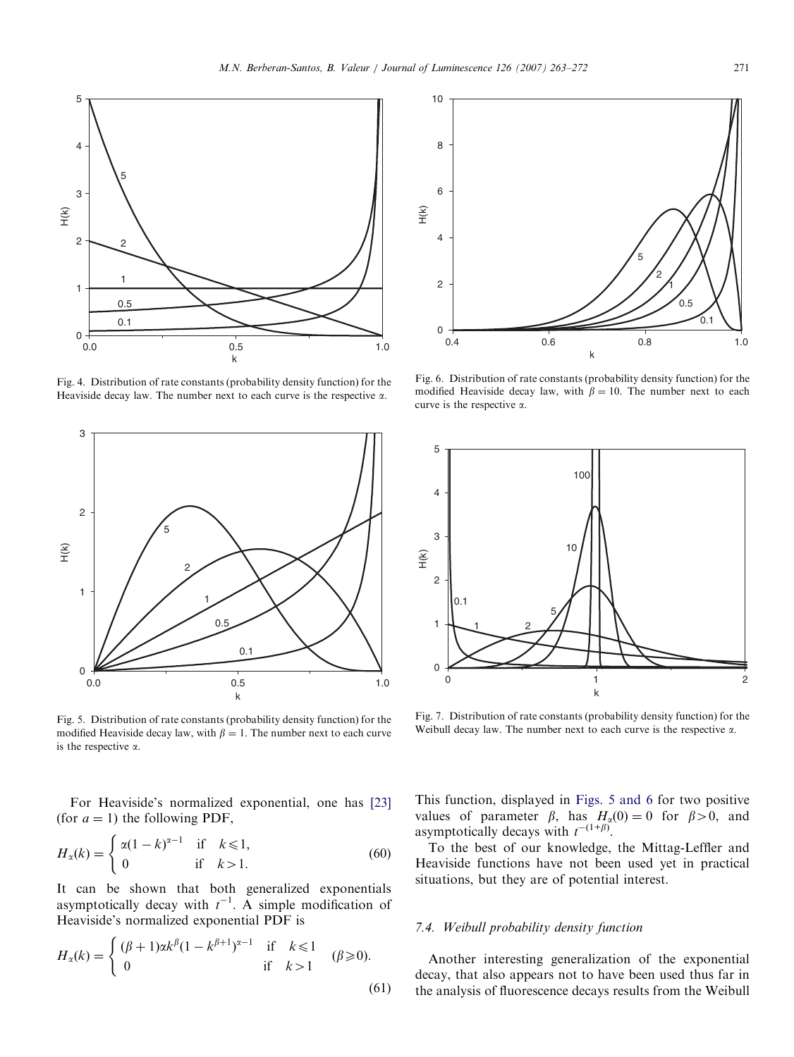Fig. 4. Distribution of rate constants (probability density function) for the Heaviside decay law. The number next to each curve is the respective α.

Fig. 5. Distribution of rate constants (probability density function) for the modified Heaviside decay law, with $\beta = 1$. The number next to each curve is the respective α.

Fig. 6. Distribution of rate constants (probability density function) for the modified Heaviside decay law, with $\beta = 10$. The number next to each curve is the respective α.

Fig. 7. Distribution of rate constants (probability density function) for the Weibull decay law. The number next to each curve is the respective α.

For Heaviside's normalized exponential, one has [23] (for $a = 1$) the following PDF,

$$H_\alpha(k) = \begin{cases} \alpha(1-k)^{\alpha-1} & \text{if} \quad k \leqslant 1, \\ 0 & \text{if} \quad k > 1. \end{cases} \tag{60}$$

It can be shown that both generalized exponentials asymptotically decay with $t^{-1}$. A simple modification of Heaviside's normalized exponential PDF is

$$H_\alpha(k) = \begin{cases} (\beta+1)\alpha k^\beta (1-k^{\beta+1})^{\alpha-1} & \text{if} \quad k \leqslant 1 \\ 0 & \text{if} \quad k > 1 \end{cases} \quad (\beta \geqslant 0). \tag{61}$$

This function, displayed in Figs. 5 and 6 for two positive values of parameter $\beta$, has $H_\alpha(0) = 0$ for $\beta > 0$, and asymptotically decays with $t^{-(1+\beta)}$.

To the best of our knowledge, the Mittag-Leffler and Heaviside functions have not been used yet in practical situations, but they are of potential interest.

### 7.4. Weibull probability density function

Another interesting generalization of the exponential decay, that also appears not to have been used thus far in the analysis of fluorescence decays results from the Weibull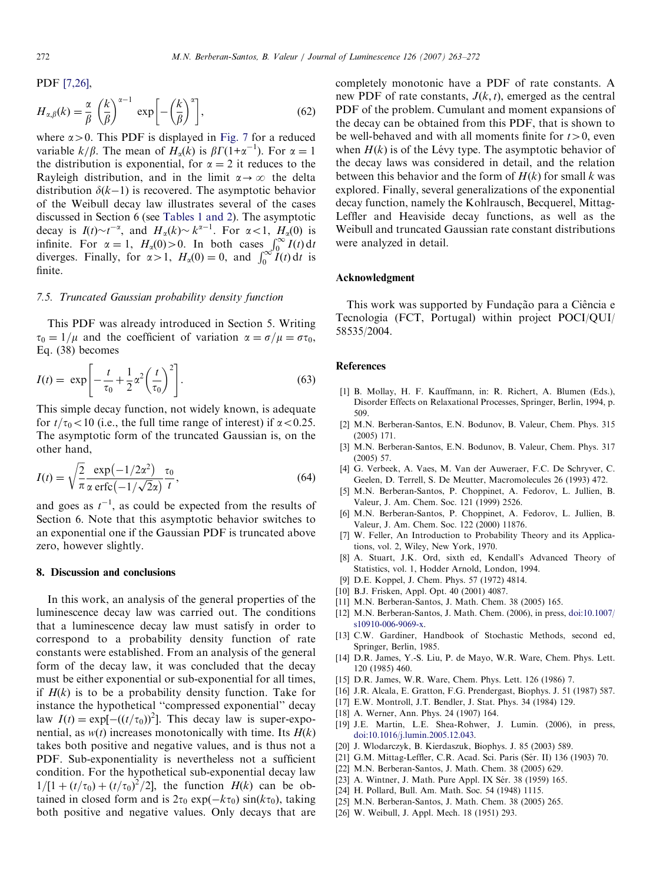PDF [7,26],

$$H_{\alpha,\beta}(k) = \frac{\alpha}{\beta}\left(\frac{k}{\beta}\right)^{\alpha-1}\exp\left[-\left(\frac{k}{\beta}\right)^{\alpha}\right], \tag{62}$$

where $\alpha > 0$. This PDF is displayed in Fig. 7 for a reduced variable $k/\beta$. The mean of $H_\alpha(k)$ is $\beta\Gamma(1+\alpha^{-1})$. For $\alpha = 1$ the distribution is exponential, for $\alpha = 2$ it reduces to the Rayleigh distribution, and in the limit $\alpha \to \infty$ the delta distribution $\delta(k-1)$ is recovered. The asymptotic behavior of the Weibull decay law illustrates several of the cases discussed in Section 6 (see Tables 1 and 2). The asymptotic decay is $I(t) \sim t^{-\alpha}$, and $H_\alpha(k) \sim k^{\alpha-1}$. For $\alpha < 1$, $H_\alpha(0)$ is infinite. For $\alpha = 1$, $H_\alpha(0) > 0$. In both cases $\int_0^\infty I(t)\,dt$ diverges. Finally, for $\alpha > 1$, $H_\alpha(0) = 0$, and $\int_0^\infty I(t)\,dt$ is finite.

### 7.5. Truncated Gaussian probability density function

This PDF was already introduced in Section 5. Writing $\tau_0 = 1/\mu$ and the coefficient of variation $\alpha = \sigma/\mu = \sigma\tau_0$, Eq. (38) becomes

$$I(t) = \exp\left[-\frac{t}{\tau_0} + \frac{1}{2}\alpha^2\left(\frac{t}{\tau_0}\right)^2\right]. \tag{63}$$

This simple decay function, not widely known, is adequate for $t/\tau_0 < 10$ (i.e., the full time range of interest) if $\alpha < 0.25$. The asymptotic form of the truncated Gaussian is, on the other hand,

$$I(t) = \sqrt{\frac{2}{\pi}}\frac{\exp\left(-1/2\alpha^2\right)}{\alpha\,\mathrm{erfc}\left(-1/\sqrt{2}\alpha\right)}\frac{\tau_0}{t}, \tag{64}$$

and goes as $t^{-1}$, as could be expected from the results of Section 6. Note that this asymptotic behavior switches to an exponential one if the Gaussian PDF is truncated above zero, however slightly.

## 8. Discussion and conclusions

In this work, an analysis of the general properties of the luminescence decay law was carried out. The conditions that a luminescence decay law must satisfy in order to correspond to a probability density function of rate constants were established. From an analysis of the general form of the decay law, it was concluded that the decay must be either exponential or sub-exponential for all times, if $H(k)$ is to be a probability density function. Take for instance the hypothetical "compressed exponential" decay law $I(t) = \exp[-((t/\tau_0))^2]$. This decay law is super-exponential, as $w(t)$ increases monotonically with time. Its $H(k)$ takes both positive and negative values, and is thus not a PDF. Sub-exponentiality is nevertheless not a sufficient condition. For the hypothetical sub-exponential decay law $1/[1 + (t/\tau_0) + (t/\tau_0)^2/2]$, the function $H(k)$ can be obtained in closed form and is $2\tau_0\exp(-k\tau_0)\sin(k\tau_0)$, taking both positive and negative values. Only decays that are completely monotonic have a PDF of rate constants. A new PDF of rate constants, $J(k,t)$, emerged as the central PDF of the problem. Cumulant and moment expansions of the decay can be obtained from this PDF, that is shown to be well-behaved and with all moments finite for $t > 0$, even when $H(k)$ is of the Lévy type. The asymptotic behavior of the decay laws was considered in detail, and the relation between this behavior and the form of $H(k)$ for small $k$ was explored. Finally, several generalizations of the exponential decay function, namely the Kohlrausch, Becquerel, Mittag-Leffler and Heaviside decay functions, as well as the Weibull and truncated Gaussian rate constant distributions were analyzed in detail.

## Acknowledgment

This work was supported by Fundação para a Ciência e Tecnologia (FCT, Portugal) within project POCI/QUI/58535/2004.

## References

[1] B. Mollay, H. F. Kauffmann, in: R. Richert, A. Blumen (Eds.), Disorder Effects on Relaxational Processes, Springer, Berlin, 1994, p. 509.
[2] M.N. Berberan-Santos, E.N. Bodunov, B. Valeur, Chem. Phys. 315 (2005) 171.
[3] M.N. Berberan-Santos, E.N. Bodunov, B. Valeur, Chem. Phys. 317 (2005) 57.
[4] G. Verbeek, A. Vaes, M. Van der Auweraer, F.C. De Schryver, C. Geelen, D. Terrell, S. De Meutter, Macromolecules 26 (1993) 472.
[5] M.N. Berberan-Santos, P. Choppinet, A. Fedorov, L. Jullien, B. Valeur, J. Am. Chem. Soc. 121 (1999) 2526.
[6] M.N. Berberan-Santos, P. Choppinet, A. Fedorov, L. Jullien, B. Valeur, J. Am. Chem. Soc. 122 (2000) 11876.
[7] W. Feller, An Introduction to Probability Theory and its Applications, vol. 2, Wiley, New York, 1970.
[8] A. Stuart, J.K. Ord, sixth ed, Kendall's Advanced Theory of Statistics, vol. 1, Hodder Arnold, London, 1994.
[9] D.E. Koppel, J. Chem. Phys. 57 (1972) 4814.
[10] B.J. Frisken, Appl. Opt. 40 (2001) 4087.
[11] M.N. Berberan-Santos, J. Math. Chem. 38 (2005) 165.
[12] M.N. Berberan-Santos, J. Math. Chem. (2006), in press, doi:10.1007/s10910-006-9069-x.
[13] C.W. Gardiner, Handbook of Stochastic Methods, second ed, Springer, Berlin, 1985.
[14] D.R. James, Y.-S. Liu, P. de Mayo, W.R. Ware, Chem. Phys. Lett. 120 (1985) 460.
[15] D.R. James, W.R. Ware, Chem. Phys. Lett. 126 (1986) 7.
[16] J.R. Alcala, E. Gratton, F.G. Prendergast, Biophys. J. 51 (1987) 587.
[17] E.W. Montroll, J.T. Bendler, J. Stat. Phys. 34 (1984) 129.
[18] A. Werner, Ann. Phys. 24 (1907) 164.
[19] J.E. Martin, L.E. Shea-Rohwer, J. Lumin. (2006), in press, doi:10.1016/j.jlumin.2005.12.043.
[20] J. Wlodarczyk, B. Kierdaszuk, Biophys. J. 85 (2003) 589.
[21] G.M. Mittag-Leffler, C.R. Acad. Sci. Paris (Sér. II) 136 (1903) 70.
[22] M.N. Berberan-Santos, J. Math. Chem. 38 (2005) 629.
[23] A. Wintner, J. Math. Pure Appl. IX Sér. 38 (1959) 165.
[24] H. Pollard, Bull. Am. Math. Soc. 54 (1948) 1115.
[25] M.N. Berberan-Santos, J. Math. Chem. 38 (2005) 265.
[26] W. Weibull, J. Appl. Mech. 18 (1951) 293.